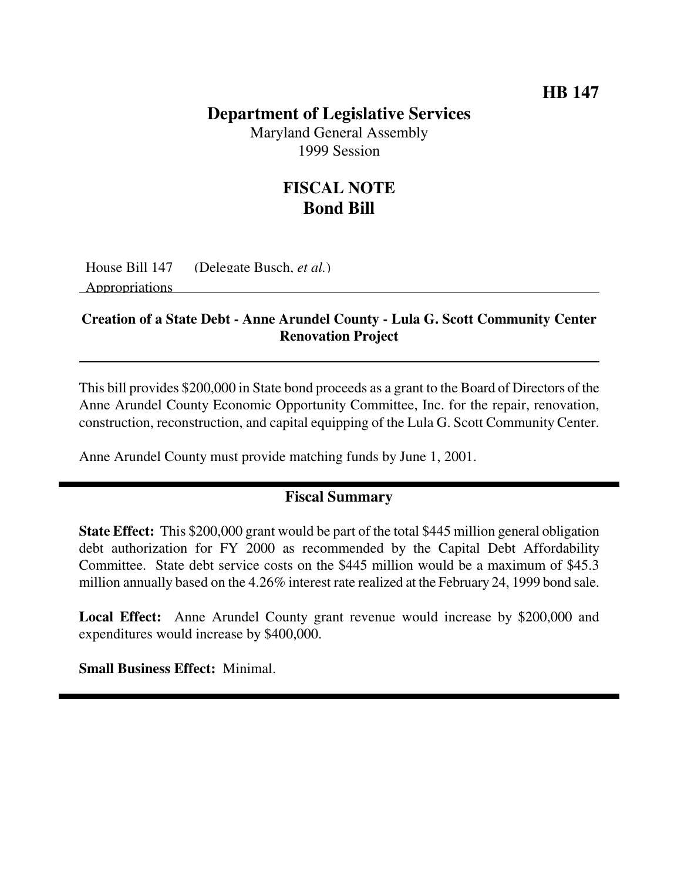**HB 147**

# Department of Legislative Services

Maryland General Assembly
1999 Session

## FISCAL NOTE
## Bond Bill

House Bill 147 (Delegate Busch, *et al.*)
Appropriations

**Creation of a State Debt - Anne Arundel County - Lula G. Scott Community Center Renovation Project**

This bill provides $200,000 in State bond proceeds as a grant to the Board of Directors of the Anne Arundel County Economic Opportunity Committee, Inc. for the repair, renovation, construction, reconstruction, and capital equipping of the Lula G. Scott Community Center.

Anne Arundel County must provide matching funds by June 1, 2001.

### Fiscal Summary

**State Effect:** This $200,000 grant would be part of the total $445 million general obligation debt authorization for FY 2000 as recommended by the Capital Debt Affordability Committee. State debt service costs on the $445 million would be a maximum of $45.3 million annually based on the 4.26% interest rate realized at the February 24, 1999 bond sale.

**Local Effect:** Anne Arundel County grant revenue would increase by $200,000 and expenditures would increase by $400,000.

**Small Business Effect:** Minimal.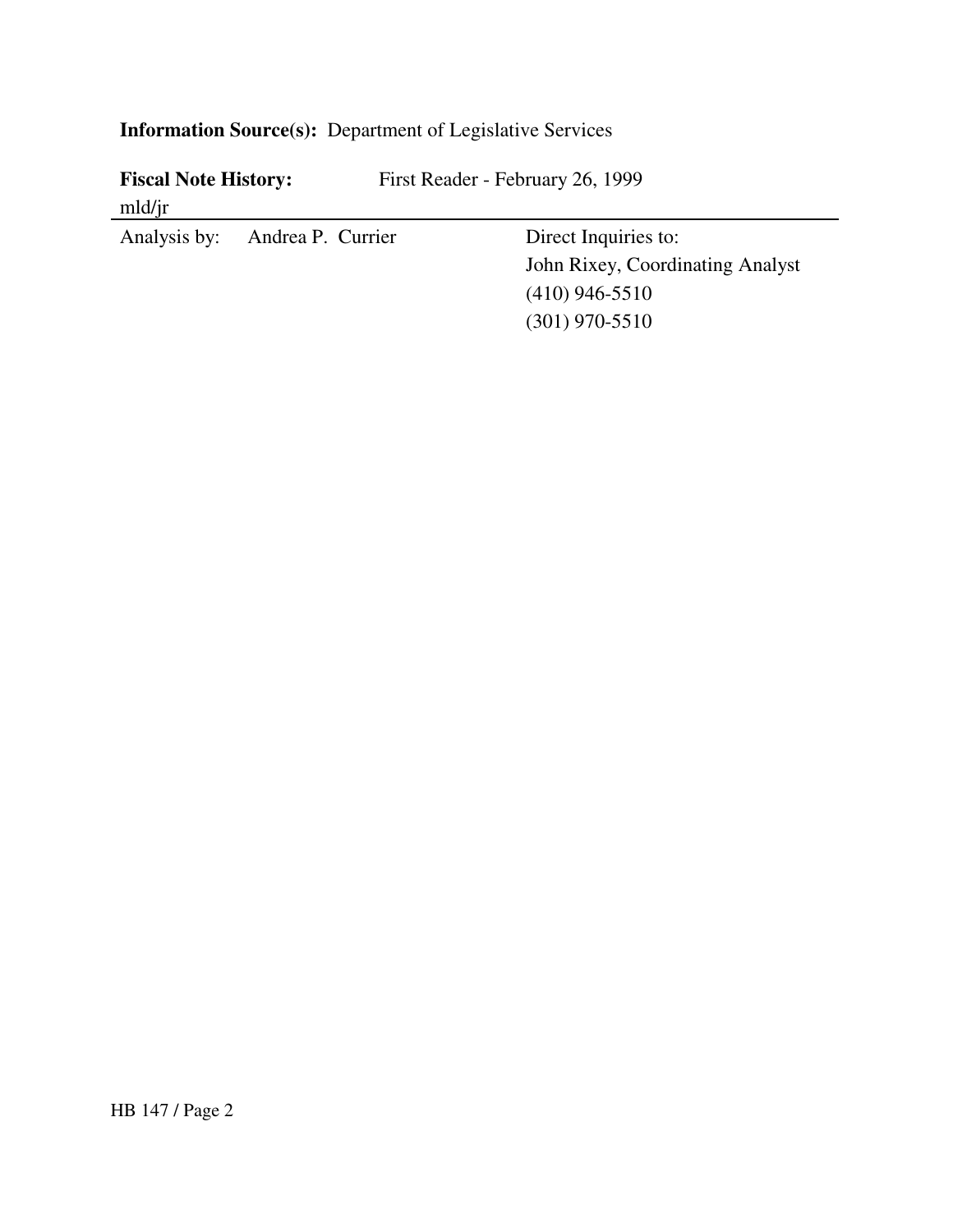**Information Source(s):** Department of Legislative Services

**Fiscal Note History:** First Reader - February 26, 1999

mld/jr

---

Analysis by: Andrea P. Currier

Direct Inquiries to:
John Rixey, Coordinating Analyst
(410) 946-5510
(301) 970-5510